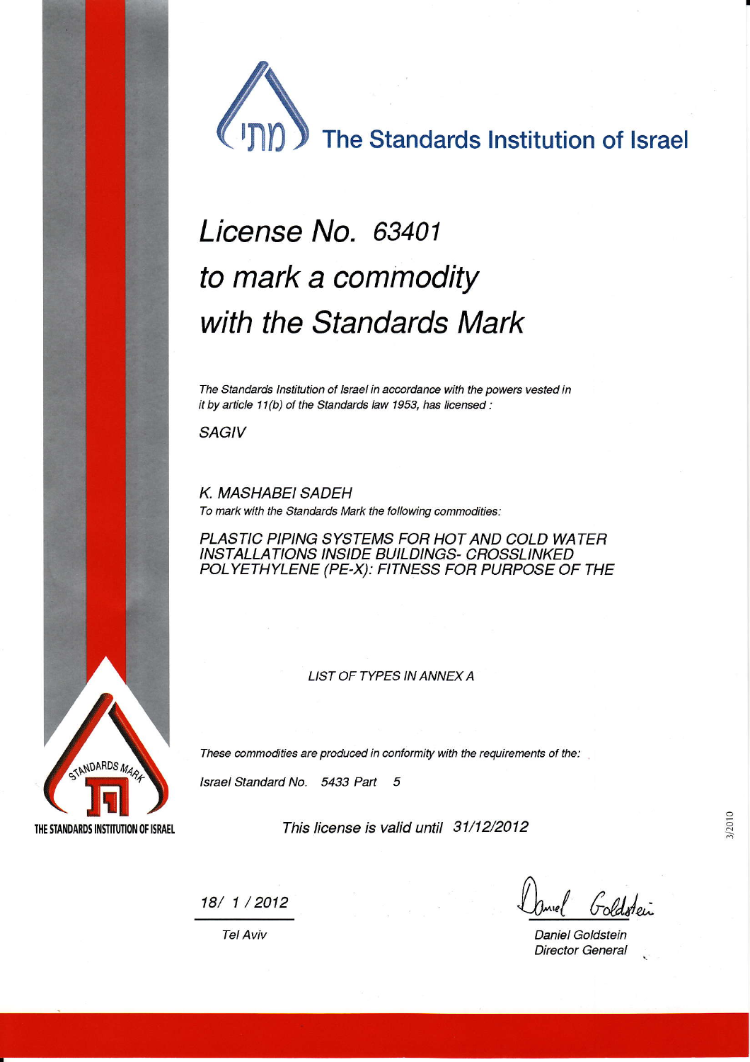מת"י The Standards Institution of Israel

# License No. 63401 to mark a commodity with the Standards Mark

*The Standards Institution of Israel in accordance with the powers vested in it by article 11(b) of the Standards law 1953, has licensed :*

*SAGIV*

*K. MASHABEI SADEH*

*To mark with the Standards Mark the following commodities:*

*PLASTIC PIPING SYSTEMS FOR HOT AND COLD WATER INSTALLATIONS INSIDE BUILDINGS- CROSSLINKED POLYETHYLENE (PE-X): FITNESS FOR PURPOSE OF THE*

*LIST OF TYPES IN ANNEX A*

*These commodities are produced in conformity with the requirements of the:*

*Israel Standard No. 5433 Part 5*

*This license is valid until 31/12/2012*

*18/ 1 / 2012*

*Tel Aviv*

*Daniel Goldstein*
*Director General*

STANDARDS MARK
THE STANDARDS INSTITUTION OF ISRAEL

3/2010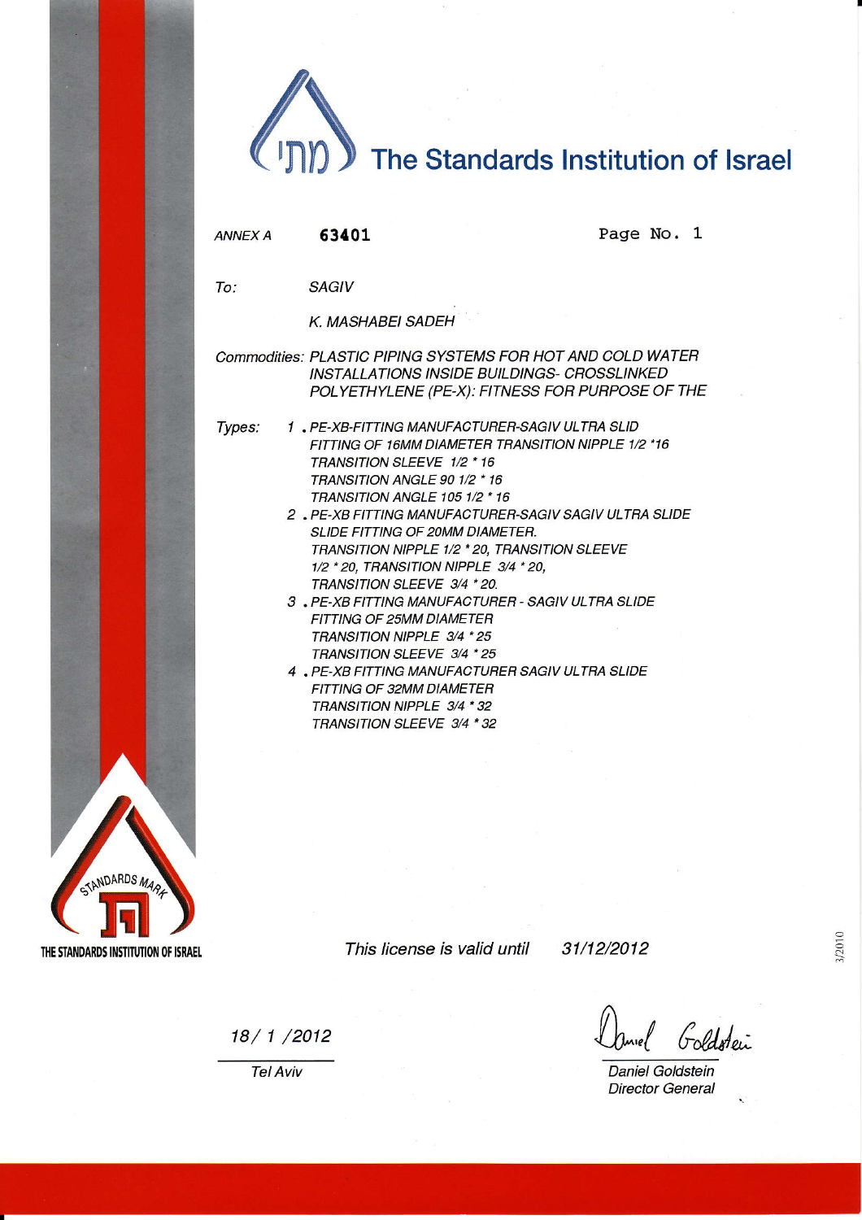# The Standards Institution of Israel

מת"י

ANNEX A **63401** Page No. 1

To: SAGIV

K. MASHABEI SADEH

Commodities: PLASTIC PIPING SYSTEMS FOR HOT AND COLD WATER INSTALLATIONS INSIDE BUILDINGS- CROSSLINKED POLYETHYLENE (PE-X): FITNESS FOR PURPOSE OF THE

Types:

1 . PE-XB-FITTING MANUFACTURER-SAGIV ULTRA SLID FITTING OF 16MM DIAMETER TRANSITION NIPPLE 1/2 *16
TRANSITION SLEEVE 1/2 * 16
TRANSITION ANGLE 90 1/2 * 16
TRANSITION ANGLE 105 1/2 * 16

2 . PE-XB FITTING MANUFACTURER-SAGIV SAGIV ULTRA SLIDE SLIDE FITTING OF 20MM DIAMETER.
TRANSITION NIPPLE 1/2 * 20, TRANSITION SLEEVE 1/2 * 20, TRANSITION NIPPLE 3/4 * 20,
TRANSITION SLEEVE 3/4 * 20.

3 . PE-XB FITTING MANUFACTURER - SAGIV ULTRA SLIDE FITTING OF 25MM DIAMETER
TRANSITION NIPPLE 3/4 * 25
TRANSITION SLEEVE 3/4 * 25

4 . PE-XB FITTING MANUFACTURER SAGIV ULTRA SLIDE FITTING OF 32MM DIAMETER
TRANSITION NIPPLE 3/4 * 32
TRANSITION SLEEVE 3/4 * 32

STANDARDS MARK
THE STANDARDS INSTITUTION OF ISRAEL

This license is valid until 31/12/2012

18/ 1 /2012
Tel Aviv

Daniel Goldstein
Director General

3/2010